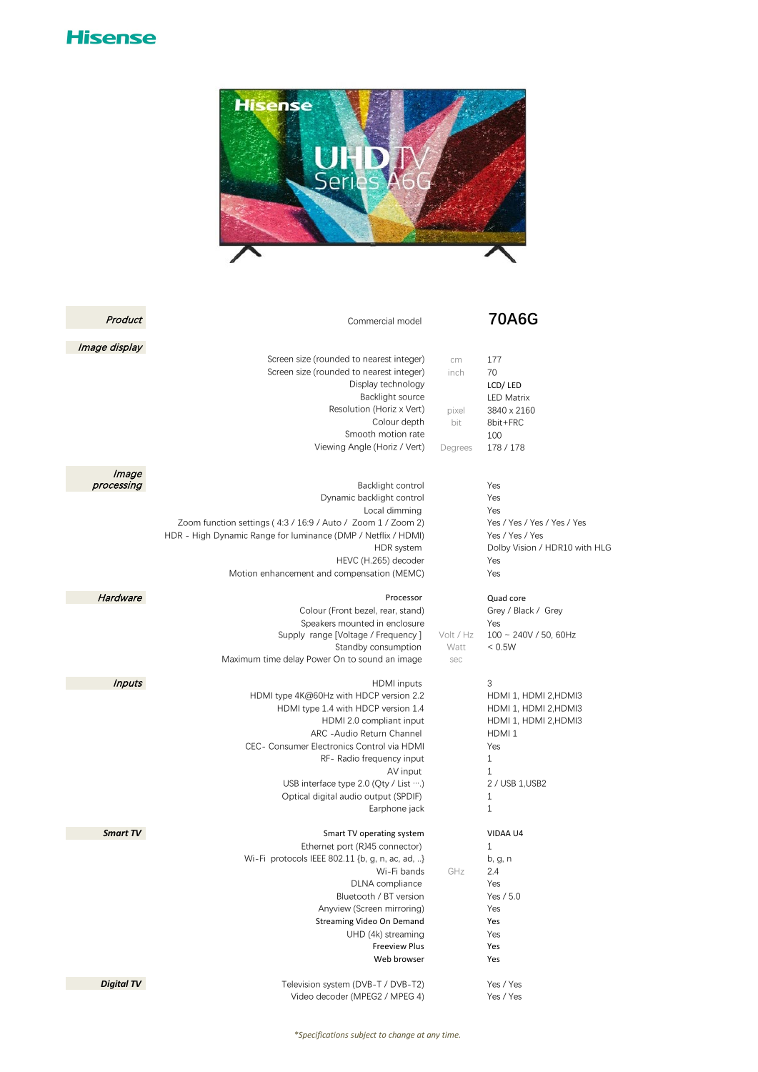# Hisense

| Section | Specification | Unit | 70A6G |
|---|---|---|---|
| *Product* | Commercial model | | **70A6G** |
| *Image display* | Screen size (rounded to nearest integer) | cm | 177 |
| | Screen size (rounded to nearest integer) | inch | 70 |
| | Display technology | | LCD/ LED |
| | Backlight source | | LED Matrix |
| | Resolution (Horiz x Vert) | pixel | 3840 x 2160 |
| | Colour depth | bit | 8bit+FRC |
| | Smooth motion rate | | 100 |
| | Viewing Angle (Horiz / Vert) | Degrees | 178 / 178 |
| *Image processing* | Backlight control | | Yes |
| | Dynamic backlight control | | Yes |
| | Local dimming | | Yes |
| | Zoom function settings ( 4:3 / 16:9 / Auto / Zoom 1 / Zoom 2) | | Yes / Yes / Yes / Yes / Yes |
| | HDR - High Dynamic Range for luminance (DMP / Netflix / HDMI) | | Yes / Yes / Yes |
| | HDR system | | Dolby Vision / HDR10 with HLG |
| | HEVC (H.265) decoder | | Yes |
| | Motion enhancement and compensation (MEMC) | | Yes |
| *Hardware* | Processor | | Quad core |
| | Colour (Front bezel, rear, stand) | | Grey / Black / Grey |
| | Speakers mounted in enclosure | | Yes |
| | Supply range [Voltage / Frequency ] | Volt / Hz | 100 ~ 240V / 50, 60Hz |
| | Standby consumption | Watt | < 0.5W |
| | Maximum time delay Power On to sound an image | sec | |
| *Inputs* | HDMI inputs | | 3 |
| | HDMI type 4K@60Hz with HDCP version 2.2 | | HDMI 1, HDMI 2,HDMI3 |
| | HDMI type 1.4 with HDCP version 1.4 | | HDMI 1, HDMI 2,HDMI3 |
| | HDMI 2.0 compliant input | | HDMI 1, HDMI 2,HDMI3 |
| | ARC -Audio Return Channel | | HDMI 1 |
| | CEC- Consumer Electronics Control via HDMI | | Yes |
| | RF- Radio frequency input | | 1 |
| | AV input | | 1 |
| | USB interface type 2.0 (Qty / List ···) | | 2 / USB 1,USB2 |
| | Optical digital audio output (SPDIF) | | 1 |
| | Earphone jack | | 1 |
| *Smart TV* | Smart TV operating system | | VIDAA U4 |
| | Ethernet port (RJ45 connector) | | 1 |
| | Wi-Fi protocols IEEE 802.11 {b, g, n, ac, ad, ..} | | b, g, n |
| | Wi-Fi bands | GHz | 2.4 |
| | DLNA compliance | | Yes |
| | Bluetooth / BT version | | Yes / 5.0 |
| | Anyview (Screen mirroring) | | Yes |
| | Streaming Video On Demand | | Yes |
| | UHD (4k) streaming | | Yes |
| | Freeview Plus | | Yes |
| | Web browser | | Yes |
| *Digital TV* | Television system (DVB-T / DVB-T2) | | Yes / Yes |
| | Video decoder (MPEG2 / MPEG 4) | | Yes / Yes |

*Specifications subject to change at any time.*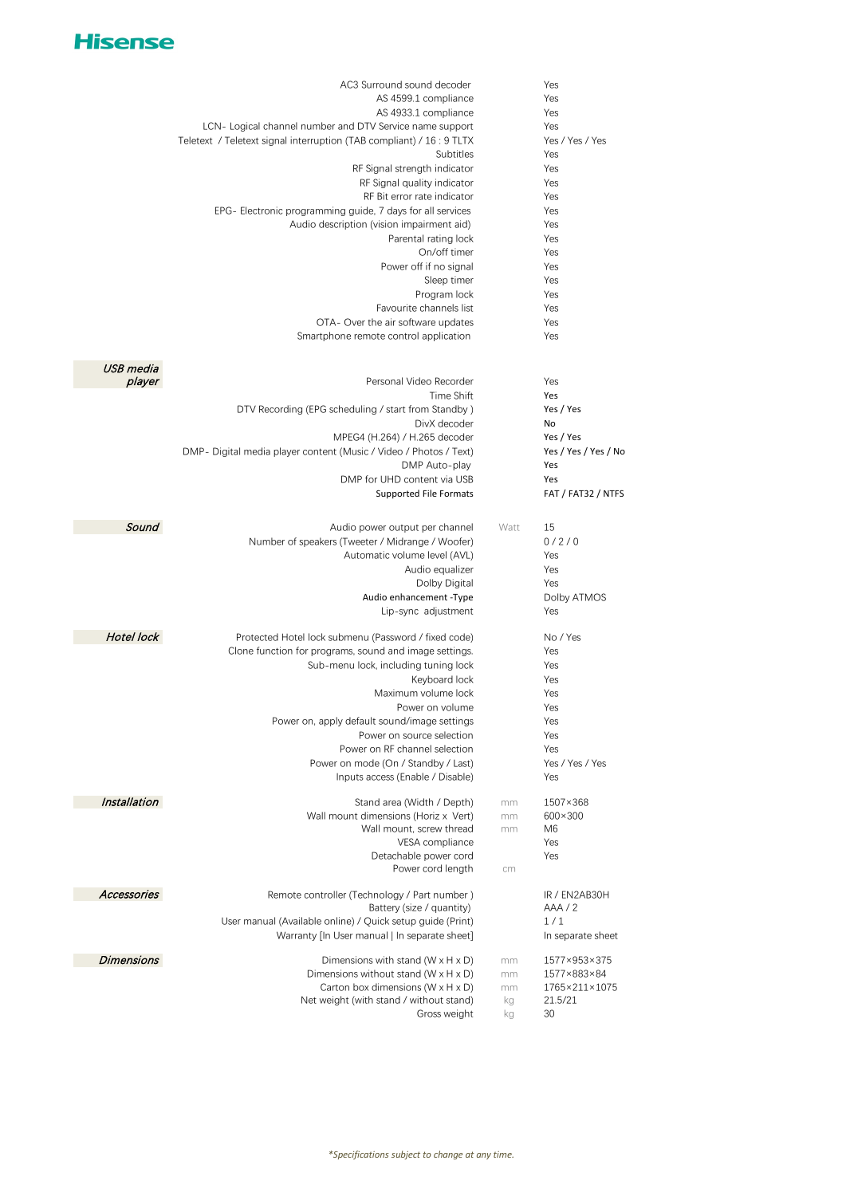| | | | |
|---|---|---|---|
| | AC3 Surround sound decoder | | Yes |
| | AS 4599.1 compliance | | Yes |
| | AS 4933.1 compliance | | Yes |
| | LCN- Logical channel number and DTV Service name support | | Yes |
| | Teletext / Teletext signal interruption (TAB compliant) / 16 : 9 TLTX | | Yes / Yes / Yes |
| | Subtitles | | Yes |
| | RF Signal strength indicator | | Yes |
| | RF Signal quality indicator | | Yes |
| | RF Bit error rate indicator | | Yes |
| | EPG- Electronic programming guide, 7 days for all services | | Yes |
| | Audio description (vision impairment aid) | | Yes |
| | Parental rating lock | | Yes |
| | On/off timer | | Yes |
| | Power off if no signal | | Yes |
| | Sleep timer | | Yes |
| | Program lock | | Yes |
| | Favourite channels list | | Yes |
| | OTA- Over the air software updates | | Yes |
| | Smartphone remote control application | | Yes |
| ***USB media player*** | Personal Video Recorder | | Yes |
| | Time Shift | | Yes |
| | DTV Recording (EPG scheduling / start from Standby ) | | Yes / Yes |
| | DivX decoder | | No |
| | MPEG4 (H.264) / H.265 decoder | | Yes / Yes |
| | DMP- Digital media player content (Music / Video / Photos / Text) | | Yes / Yes / Yes / No |
| | DMP Auto-play | | Yes |
| | DMP for UHD content via USB | | Yes |
| | Supported File Formats | | FAT / FAT32 / NTFS |
| ***Sound*** | Audio power output per channel | Watt | 15 |
| | Number of speakers (Tweeter / Midrange / Woofer) | | 0 / 2 / 0 |
| | Automatic volume level (AVL) | | Yes |
| | Audio equalizer | | Yes |
| | Dolby Digital | | Yes |
| | Audio enhancement -Type | | Dolby ATMOS |
| | Lip-sync adjustment | | Yes |
| ***Hotel lock*** | Protected Hotel lock submenu (Password / fixed code) | | No / Yes |
| | Clone function for programs, sound and image settings. | | Yes |
| | Sub-menu lock, including tuning lock | | Yes |
| | Keyboard lock | | Yes |
| | Maximum volume lock | | Yes |
| | Power on volume | | Yes |
| | Power on, apply default sound/image settings | | Yes |
| | Power on source selection | | Yes |
| | Power on RF channel selection | | Yes |
| | Power on mode (On / Standby / Last) | | Yes / Yes / Yes |
| | Inputs access (Enable / Disable) | | Yes |
| ***Installation*** | Stand area (Width / Depth) | mm | 1507×368 |
| | Wall mount dimensions (Horiz x Vert) | mm | 600×300 |
| | Wall mount, screw thread | mm | M6 |
| | VESA compliance | | Yes |
| | Detachable power cord | | Yes |
| | Power cord length | cm | |
| ***Accessories*** | Remote controller (Technology / Part number ) | | IR / EN2AB30H |
| | Battery (size / quantity) | | AAA / 2 |
| | User manual (Available online) / Quick setup guide (Print) | | 1 / 1 |
| | Warranty [In User manual \| In separate sheet] | | In separate sheet |
| ***Dimensions*** | Dimensions with stand (W x H x D) | mm | 1577×953×375 |
| | Dimensions without stand (W x H x D) | mm | 1577×883×84 |
| | Carton box dimensions (W x H x D) | mm | 1765×211×1075 |
| | Net weight (with stand / without stand) | kg | 21.5/21 |
| | Gross weight | kg | 30 |

*\*Specifications subject to change at any time.*